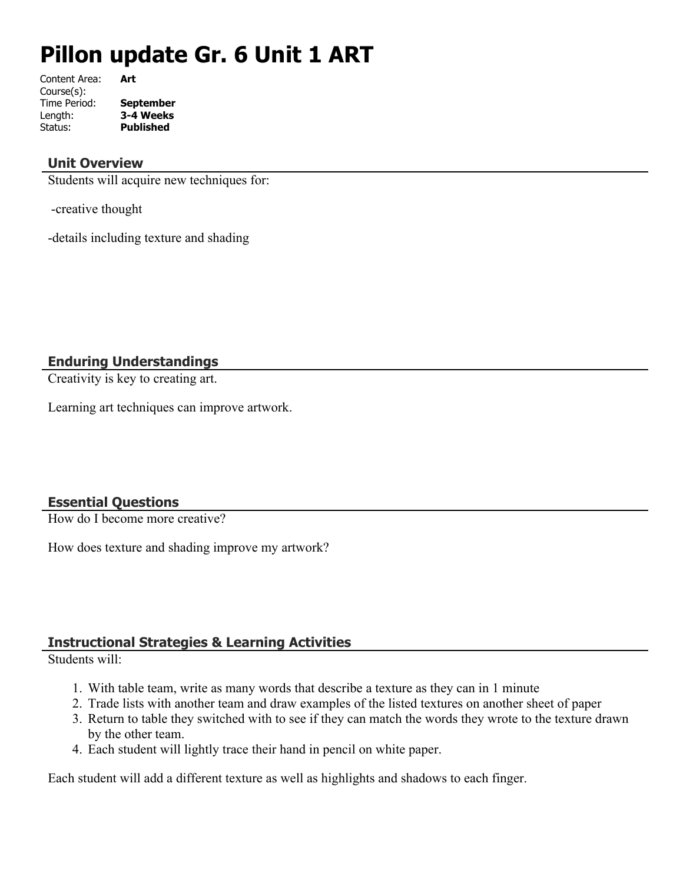# Pillon update Gr. 6 Unit 1 ART

Content Area: **Art**
Course(s):
Time Period: **September**
Length: **3-4 Weeks**
Status: **Published**

## Unit Overview

Students will acquire new techniques for:

-creative thought

-details including texture and shading

## Enduring Understandings

Creativity is key to creating art.

Learning art techniques can improve artwork.

## Essential Questions

How do I become more creative?

How does texture and shading improve my artwork?

## Instructional Strategies & Learning Activities

Students will:

1. With table team, write as many words that describe a texture as they can in 1 minute
2. Trade lists with another team and draw examples of the listed textures on another sheet of paper
3. Return to table they switched with to see if they can match the words they wrote to the texture drawn by the other team.
4. Each student will lightly trace their hand in pencil on white paper.

Each student will add a different texture as well as highlights and shadows to each finger.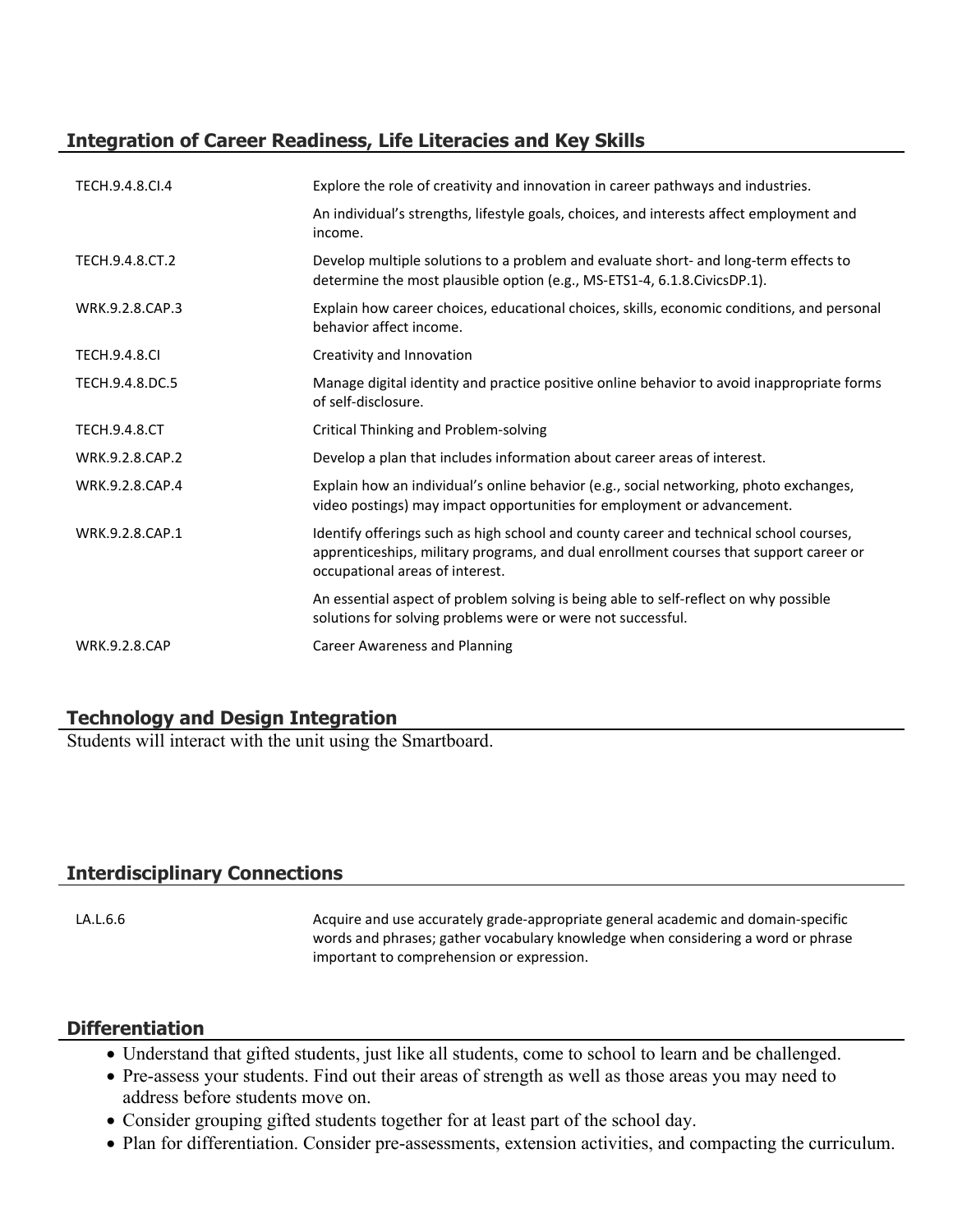## Integration of Career Readiness, Life Literacies and Key Skills

| | |
|---|---|
| TECH.9.4.8.CI.4 | Explore the role of creativity and innovation in career pathways and industries. |
| | An individual's strengths, lifestyle goals, choices, and interests affect employment and income. |
| TECH.9.4.8.CT.2 | Develop multiple solutions to a problem and evaluate short- and long-term effects to determine the most plausible option (e.g., MS-ETS1-4, 6.1.8.CivicsDP.1). |
| WRK.9.2.8.CAP.3 | Explain how career choices, educational choices, skills, economic conditions, and personal behavior affect income. |
| TECH.9.4.8.CI | Creativity and Innovation |
| TECH.9.4.8.DC.5 | Manage digital identity and practice positive online behavior to avoid inappropriate forms of self-disclosure. |
| TECH.9.4.8.CT | Critical Thinking and Problem-solving |
| WRK.9.2.8.CAP.2 | Develop a plan that includes information about career areas of interest. |
| WRK.9.2.8.CAP.4 | Explain how an individual's online behavior (e.g., social networking, photo exchanges, video postings) may impact opportunities for employment or advancement. |
| WRK.9.2.8.CAP.1 | Identify offerings such as high school and county career and technical school courses, apprenticeships, military programs, and dual enrollment courses that support career or occupational areas of interest. |
| | An essential aspect of problem solving is being able to self-reflect on why possible solutions for solving problems were or were not successful. |
| WRK.9.2.8.CAP | Career Awareness and Planning |

## Technology and Design Integration

Students will interact with the unit using the Smartboard.

## Interdisciplinary Connections

| | |
|---|---|
| LA.L.6.6 | Acquire and use accurately grade-appropriate general academic and domain-specific words and phrases; gather vocabulary knowledge when considering a word or phrase important to comprehension or expression. |

## Differentiation

- Understand that gifted students, just like all students, come to school to learn and be challenged.
- Pre-assess your students. Find out their areas of strength as well as those areas you may need to address before students move on.
- Consider grouping gifted students together for at least part of the school day.
- Plan for differentiation. Consider pre-assessments, extension activities, and compacting the curriculum.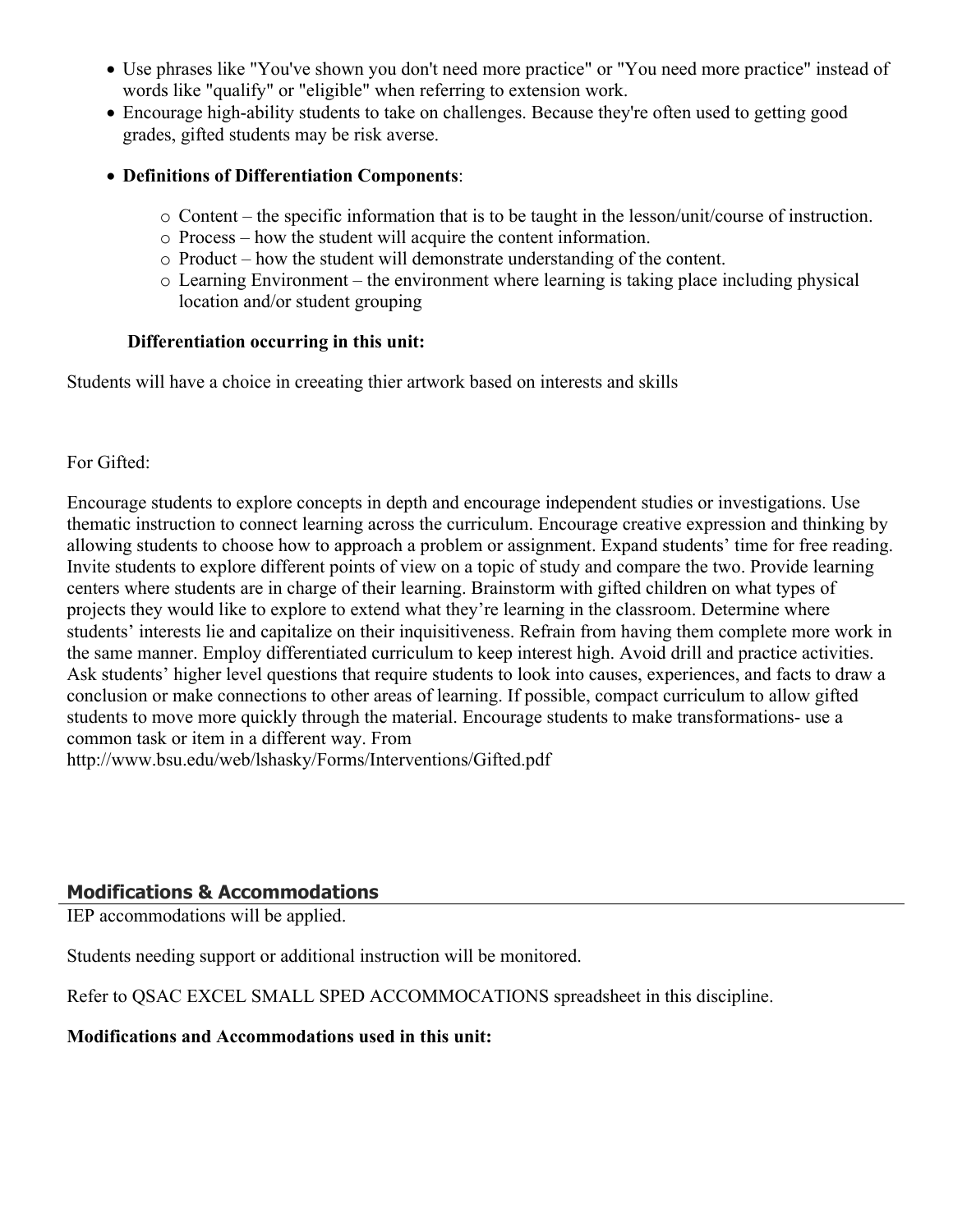- Use phrases like "You've shown you don't need more practice" or "You need more practice" instead of words like "qualify" or "eligible" when referring to extension work.
- Encourage high-ability students to take on challenges. Because they're often used to getting good grades, gifted students may be risk averse.
- **Definitions of Differentiation Components**:
  - Content – the specific information that is to be taught in the lesson/unit/course of instruction.
  - Process – how the student will acquire the content information.
  - Product – how the student will demonstrate understanding of the content.
  - Learning Environment – the environment where learning is taking place including physical location and/or student grouping

**Differentiation occurring in this unit:**

Students will have a choice in creeating thier artwork based on interests and skills

For Gifted:

Encourage students to explore concepts in depth and encourage independent studies or investigations. Use thematic instruction to connect learning across the curriculum. Encourage creative expression and thinking by allowing students to choose how to approach a problem or assignment. Expand students' time for free reading. Invite students to explore different points of view on a topic of study and compare the two. Provide learning centers where students are in charge of their learning. Brainstorm with gifted children on what types of projects they would like to explore to extend what they're learning in the classroom. Determine where students' interests lie and capitalize on their inquisitiveness. Refrain from having them complete more work in the same manner. Employ differentiated curriculum to keep interest high. Avoid drill and practice activities. Ask students' higher level questions that require students to look into causes, experiences, and facts to draw a conclusion or make connections to other areas of learning. If possible, compact curriculum to allow gifted students to move more quickly through the material. Encourage students to make transformations- use a common task or item in a different way. From http://www.bsu.edu/web/lshasky/Forms/Interventions/Gifted.pdf

## Modifications & Accommodations

IEP accommodations will be applied.

Students needing support or additional instruction will be monitored.

Refer to QSAC EXCEL SMALL SPED ACCOMMOCATIONS spreadsheet in this discipline.

**Modifications and Accommodations used in this unit:**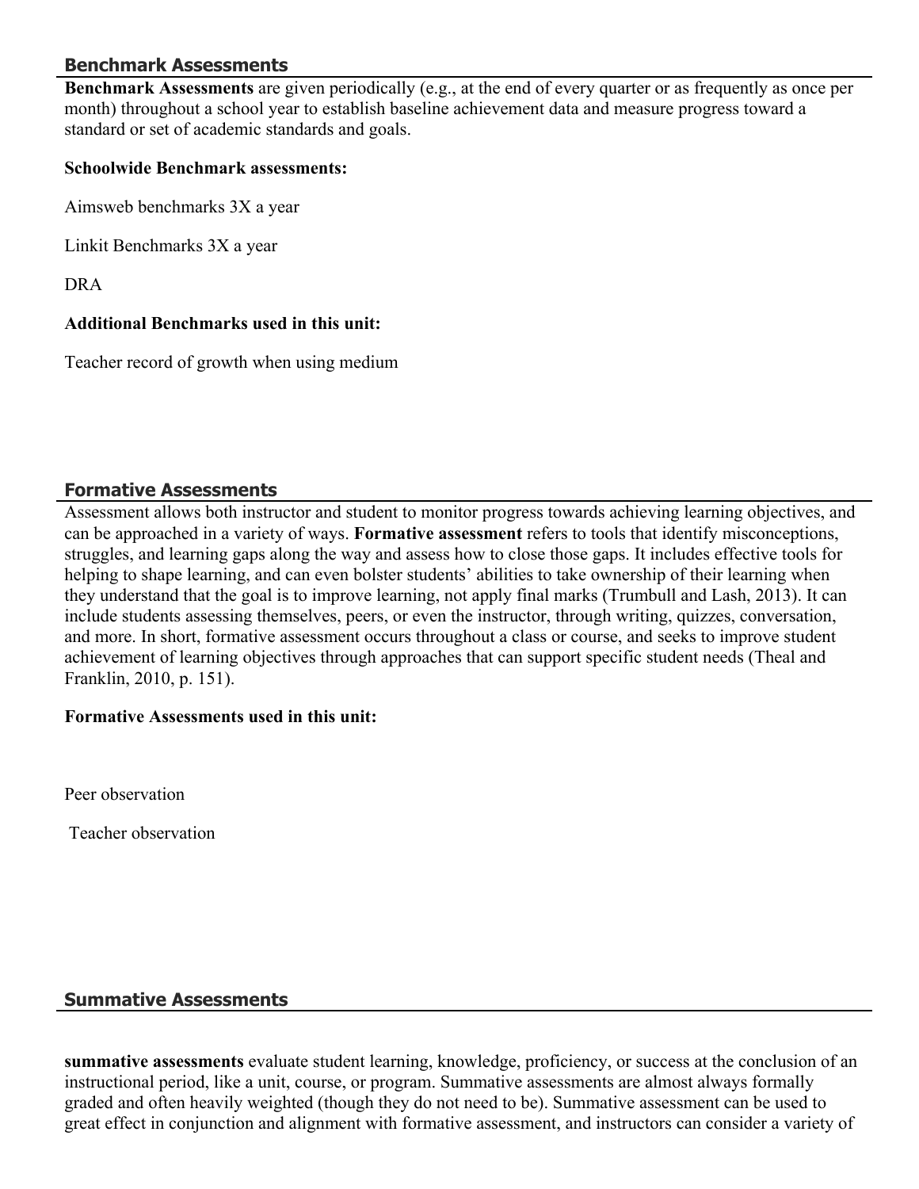## Benchmark Assessments

**Benchmark Assessments** are given periodically (e.g., at the end of every quarter or as frequently as once per month) throughout a school year to establish baseline achievement data and measure progress toward a standard or set of academic standards and goals.

**Schoolwide Benchmark assessments:**

Aimsweb benchmarks 3X a year

Linkit Benchmarks 3X a year

DRA

**Additional Benchmarks used in this unit:**

Teacher record of growth when using medium

## Formative Assessments

Assessment allows both instructor and student to monitor progress towards achieving learning objectives, and can be approached in a variety of ways. **Formative assessment** refers to tools that identify misconceptions, struggles, and learning gaps along the way and assess how to close those gaps. It includes effective tools for helping to shape learning, and can even bolster students' abilities to take ownership of their learning when they understand that the goal is to improve learning, not apply final marks (Trumbull and Lash, 2013). It can include students assessing themselves, peers, or even the instructor, through writing, quizzes, conversation, and more. In short, formative assessment occurs throughout a class or course, and seeks to improve student achievement of learning objectives through approaches that can support specific student needs (Theal and Franklin, 2010, p. 151).

**Formative Assessments used in this unit:**

Peer observation

Teacher observation

## Summative Assessments

**summative assessments** evaluate student learning, knowledge, proficiency, or success at the conclusion of an instructional period, like a unit, course, or program. Summative assessments are almost always formally graded and often heavily weighted (though they do not need to be). Summative assessment can be used to great effect in conjunction and alignment with formative assessment, and instructors can consider a variety of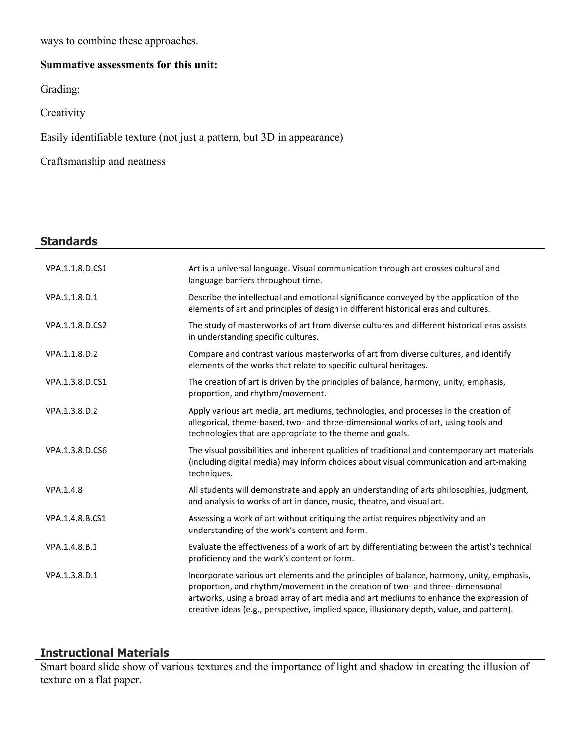ways to combine these approaches.

**Summative assessments for this unit:**

Grading:

Creativity

Easily identifiable texture (not just a pattern, but 3D in appearance)

Craftsmanship and neatness

## Standards

| | |
|---|---|
| VPA.1.1.8.D.CS1 | Art is a universal language. Visual communication through art crosses cultural and language barriers throughout time. |
| VPA.1.1.8.D.1 | Describe the intellectual and emotional significance conveyed by the application of the elements of art and principles of design in different historical eras and cultures. |
| VPA.1.1.8.D.CS2 | The study of masterworks of art from diverse cultures and different historical eras assists in understanding specific cultures. |
| VPA.1.1.8.D.2 | Compare and contrast various masterworks of art from diverse cultures, and identify elements of the works that relate to specific cultural heritages. |
| VPA.1.3.8.D.CS1 | The creation of art is driven by the principles of balance, harmony, unity, emphasis, proportion, and rhythm/movement. |
| VPA.1.3.8.D.2 | Apply various art media, art mediums, technologies, and processes in the creation of allegorical, theme-based, two- and three-dimensional works of art, using tools and technologies that are appropriate to the theme and goals. |
| VPA.1.3.8.D.CS6 | The visual possibilities and inherent qualities of traditional and contemporary art materials (including digital media) may inform choices about visual communication and art-making techniques. |
| VPA.1.4.8 | All students will demonstrate and apply an understanding of arts philosophies, judgment, and analysis to works of art in dance, music, theatre, and visual art. |
| VPA.1.4.8.B.CS1 | Assessing a work of art without critiquing the artist requires objectivity and an understanding of the work's content and form. |
| VPA.1.4.8.B.1 | Evaluate the effectiveness of a work of art by differentiating between the artist's technical proficiency and the work's content or form. |
| VPA.1.3.8.D.1 | Incorporate various art elements and the principles of balance, harmony, unity, emphasis, proportion, and rhythm/movement in the creation of two- and three- dimensional artworks, using a broad array of art media and art mediums to enhance the expression of creative ideas (e.g., perspective, implied space, illusionary depth, value, and pattern). |

## Instructional Materials

Smart board slide show of various textures and the importance of light and shadow in creating the illusion of texture on a flat paper.